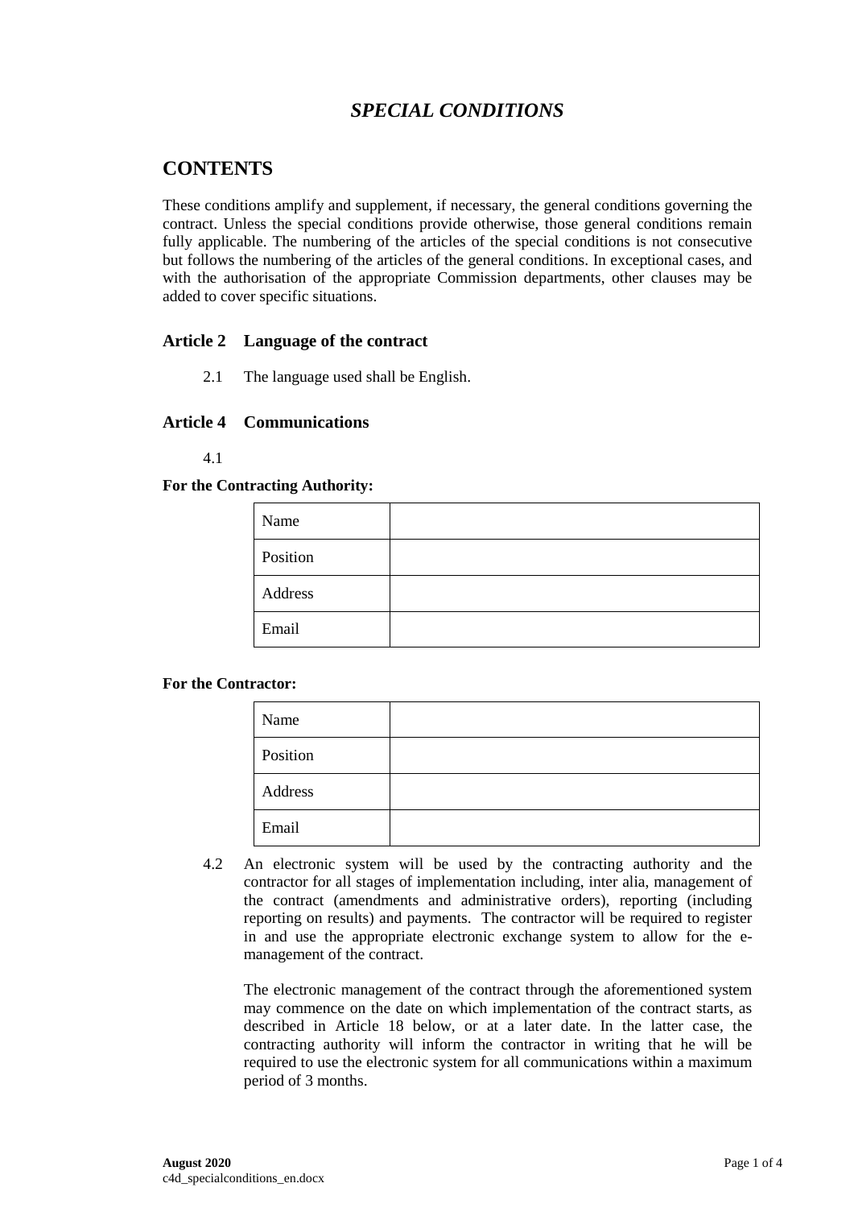# *SPECIAL CONDITIONS*

## CONTENTS

These conditions amplify and supplement, if necessary, the general conditions governing the contract. Unless the special conditions provide otherwise, those general conditions remain fully applicable. The numbering of the articles of the special conditions is not consecutive but follows the numbering of the articles of the general conditions. In exceptional cases, and with the authorisation of the appropriate Commission departments, other clauses may be added to cover specific situations.

### Article 2 Language of the contract

2.1 The language used shall be English.

### Article 4 Communications

4.1

**For the Contracting Authority:**

| Name | |
|---|---|
| Position | |
| Address | |
| Email | |

**For the Contractor:**

| Name | |
|---|---|
| Position | |
| Address | |
| Email | |

4.2 An electronic system will be used by the contracting authority and the contractor for all stages of implementation including, inter alia, management of the contract (amendments and administrative orders), reporting (including reporting on results) and payments. The contractor will be required to register in and use the appropriate electronic exchange system to allow for the e-management of the contract.

The electronic management of the contract through the aforementioned system may commence on the date on which implementation of the contract starts, as described in Article 18 below, or at a later date. In the latter case, the contracting authority will inform the contractor in writing that he will be required to use the electronic system for all communications within a maximum period of 3 months.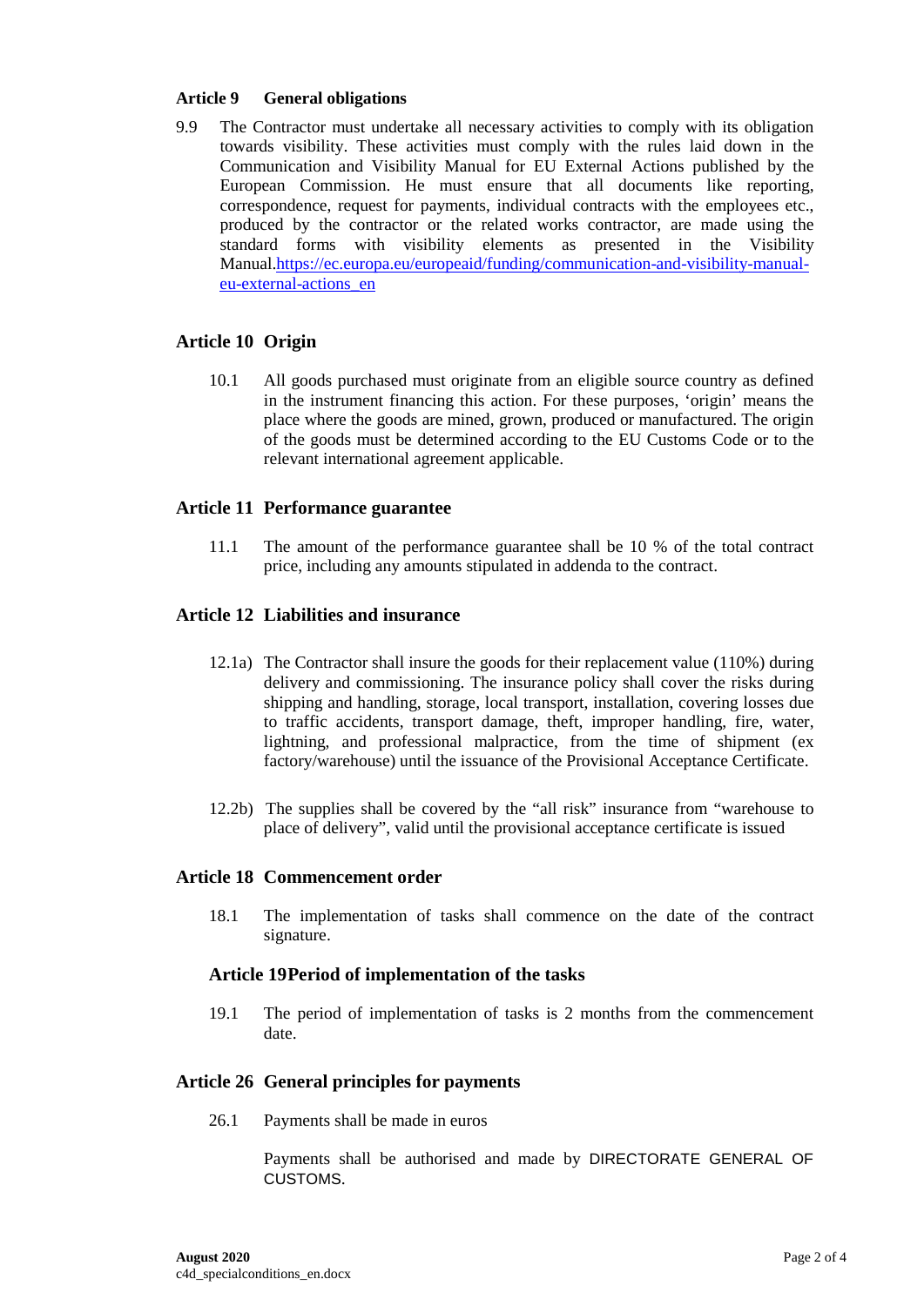### Article 9 General obligations

9.9 The Contractor must undertake all necessary activities to comply with its obligation towards visibility. These activities must comply with the rules laid down in the Communication and Visibility Manual for EU External Actions published by the European Commission. He must ensure that all documents like reporting, correspondence, request for payments, individual contracts with the employees etc., produced by the contractor or the related works contractor, are made using the standard forms with visibility elements as presented in the Visibility Manual.https://ec.europa.eu/europeaid/funding/communication-and-visibility-manual-eu-external-actions_en

## Article 10 Origin

10.1 All goods purchased must originate from an eligible source country as defined in the instrument financing this action. For these purposes, 'origin' means the place where the goods are mined, grown, produced or manufactured. The origin of the goods must be determined according to the EU Customs Code or to the relevant international agreement applicable.

## Article 11 Performance guarantee

11.1 The amount of the performance guarantee shall be 10 % of the total contract price, including any amounts stipulated in addenda to the contract.

## Article 12 Liabilities and insurance

12.1a) The Contractor shall insure the goods for their replacement value (110%) during delivery and commissioning. The insurance policy shall cover the risks during shipping and handling, storage, local transport, installation, covering losses due to traffic accidents, transport damage, theft, improper handling, fire, water, lightning, and professional malpractice, from the time of shipment (ex factory/warehouse) until the issuance of the Provisional Acceptance Certificate.

12.2b) The supplies shall be covered by the "all risk" insurance from "warehouse to place of delivery", valid until the provisional acceptance certificate is issued

## Article 18 Commencement order

18.1 The implementation of tasks shall commence on the date of the contract signature.

## Article 19Period of implementation of the tasks

19.1 The period of implementation of tasks is 2 months from the commencement date.

## Article 26 General principles for payments

26.1 Payments shall be made in euros

Payments shall be authorised and made by DIRECTORATE GENERAL OF CUSTOMS.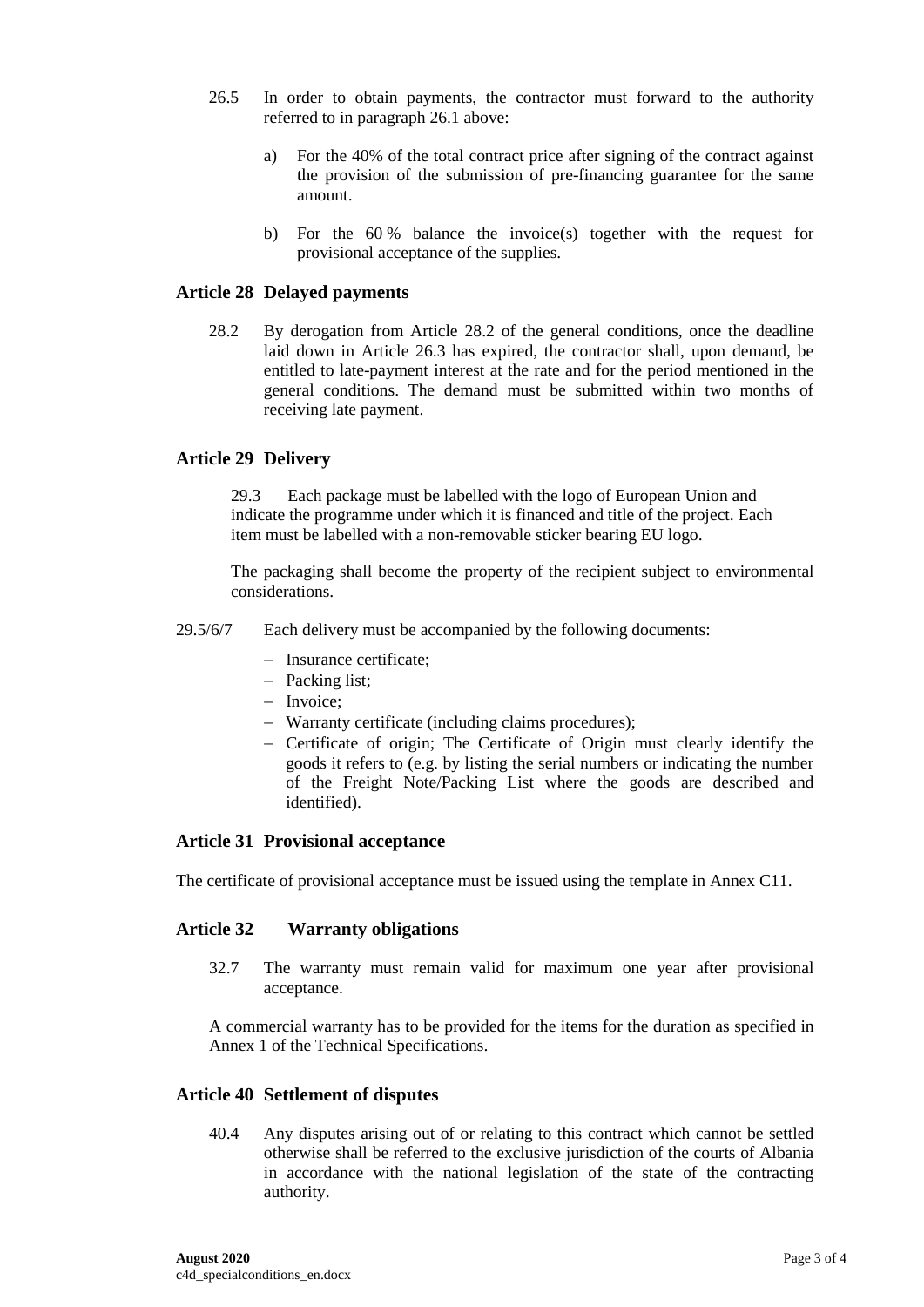26.5 In order to obtain payments, the contractor must forward to the authority referred to in paragraph 26.1 above:

a) For the 40% of the total contract price after signing of the contract against the provision of the submission of pre-financing guarantee for the same amount.

b) For the 60 % balance the invoice(s) together with the request for provisional acceptance of the supplies.

### Article 28 Delayed payments

28.2 By derogation from Article 28.2 of the general conditions, once the deadline laid down in Article 26.3 has expired, the contractor shall, upon demand, be entitled to late-payment interest at the rate and for the period mentioned in the general conditions. The demand must be submitted within two months of receiving late payment.

### Article 29 Delivery

29.3 Each package must be labelled with the logo of European Union and indicate the programme under which it is financed and title of the project. Each item must be labelled with a non-removable sticker bearing EU logo.

The packaging shall become the property of the recipient subject to environmental considerations.

29.5/6/7 Each delivery must be accompanied by the following documents:

- Insurance certificate;
- Packing list;
- Invoice;
- Warranty certificate (including claims procedures);
- Certificate of origin; The Certificate of Origin must clearly identify the goods it refers to (e.g. by listing the serial numbers or indicating the number of the Freight Note/Packing List where the goods are described and identified).

### Article 31 Provisional acceptance

The certificate of provisional acceptance must be issued using the template in Annex C11.

### Article 32 Warranty obligations

32.7 The warranty must remain valid for maximum one year after provisional acceptance.

A commercial warranty has to be provided for the items for the duration as specified in Annex 1 of the Technical Specifications.

### Article 40 Settlement of disputes

40.4 Any disputes arising out of or relating to this contract which cannot be settled otherwise shall be referred to the exclusive jurisdiction of the courts of Albania in accordance with the national legislation of the state of the contracting authority.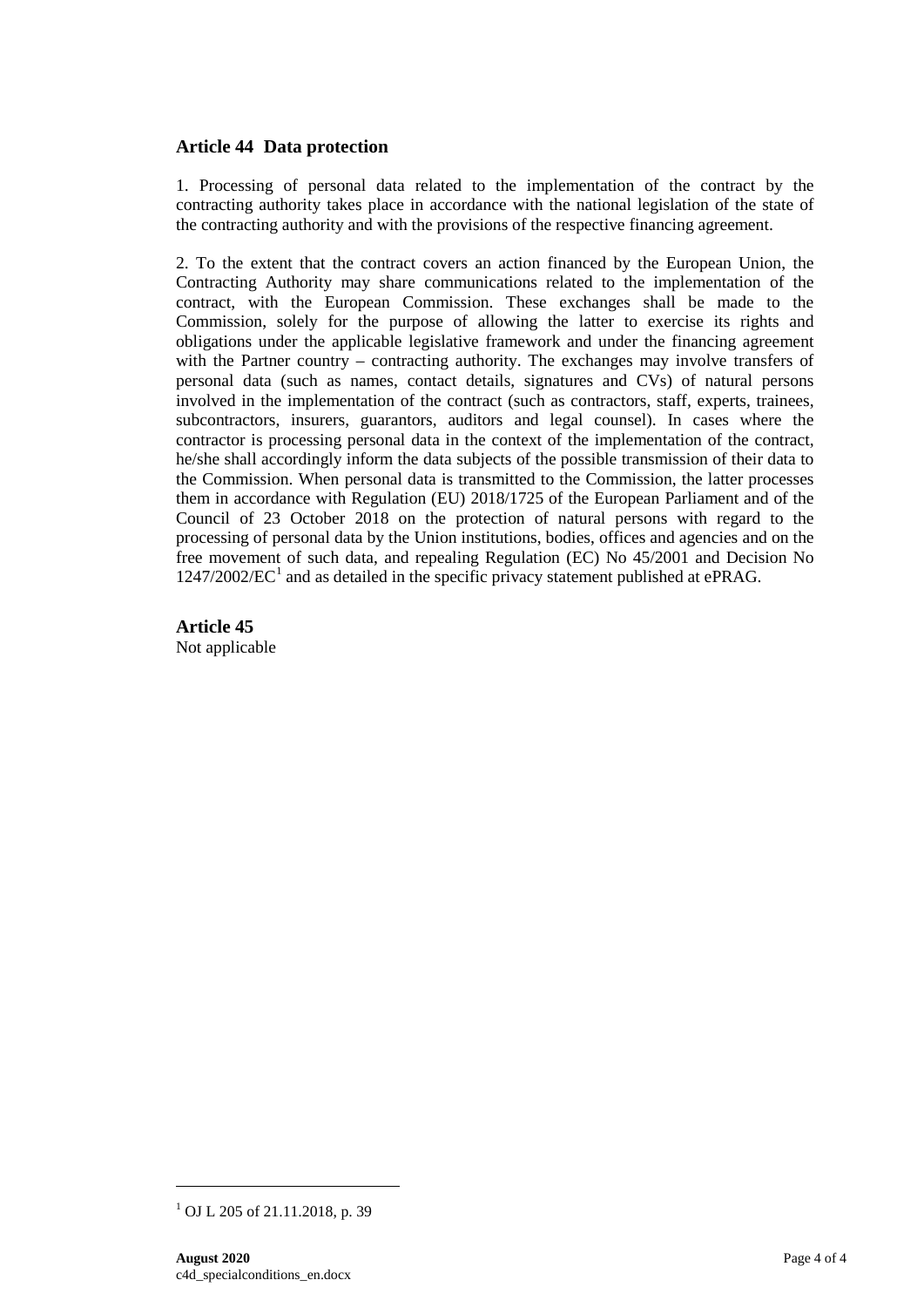## Article 44 Data protection

1. Processing of personal data related to the implementation of the contract by the contracting authority takes place in accordance with the national legislation of the state of the contracting authority and with the provisions of the respective financing agreement.

2. To the extent that the contract covers an action financed by the European Union, the Contracting Authority may share communications related to the implementation of the contract, with the European Commission. These exchanges shall be made to the Commission, solely for the purpose of allowing the latter to exercise its rights and obligations under the applicable legislative framework and under the financing agreement with the Partner country – contracting authority. The exchanges may involve transfers of personal data (such as names, contact details, signatures and CVs) of natural persons involved in the implementation of the contract (such as contractors, staff, experts, trainees, subcontractors, insurers, guarantors, auditors and legal counsel). In cases where the contractor is processing personal data in the context of the implementation of the contract, he/she shall accordingly inform the data subjects of the possible transmission of their data to the Commission. When personal data is transmitted to the Commission, the latter processes them in accordance with Regulation (EU) 2018/1725 of the European Parliament and of the Council of 23 October 2018 on the protection of natural persons with regard to the processing of personal data by the Union institutions, bodies, offices and agencies and on the free movement of such data, and repealing Regulation (EC) No 45/2001 and Decision No 1247/2002/EC[1] and as detailed in the specific privacy statement published at ePRAG.

## Article 45

Not applicable

[1] OJ L 205 of 21.11.2018, p. 39

**August 2020**
c4d_specialconditions_en.docx